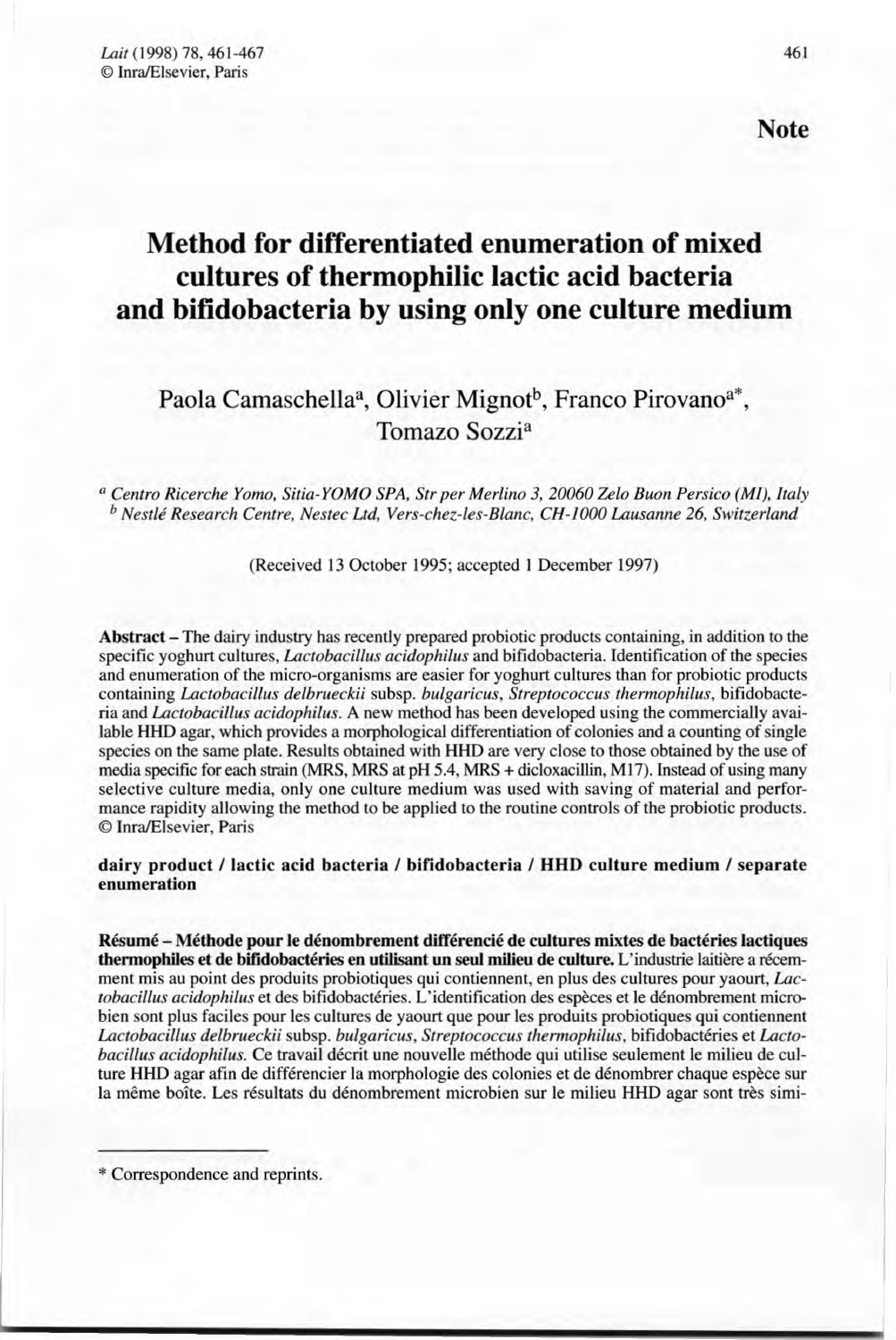Note

# Method for differentiated enumeration of mixed cultures of thermophilic lactic acid bacteria and bifidobacteria by using only one culture medium

Paola Camaschella[a], Olivier Mignot[b], Franco Pirovano[a*], Tomazo Sozzi[a]

[a] *Centro Ricerche Yomo, Sitia-YOMO SPA, Str per Merlino 3, 20060 Zelo Buon Persico (MI), Italy*
[b] *Nestlé Research Centre, Nestec Ltd, Vers-chez-les-Blanc, CH-1000 Lausanne 26, Switzerland*

(Received 13 October 1995; accepted 1 December 1997)

**Abstract** – The dairy industry has recently prepared probiotic products containing, in addition to the specific yoghurt cultures, *Lactobacillus acidophilus* and bifidobacteria. Identification of the species and enumeration of the micro-organisms are easier for yoghurt cultures than for probiotic products containing *Lactobacillus delbrueckii* subsp. *bulgaricus*, *Streptococcus thermophilus*, bifidobacteria and *Lactobacillus acidophilus*. A new method has been developed using the commercially available HHD agar, which provides a morphological differentiation of colonies and a counting of single species on the same plate. Results obtained with HHD are very close to those obtained by the use of media specific for each strain (MRS, MRS at pH 5.4, MRS + dicloxacillin, M17). Instead of using many selective culture media, only one culture medium was used with saving of material and performance rapidity allowing the method to be applied to the routine controls of the probiotic products. © Inra/Elsevier, Paris

**dairy product / lactic acid bacteria / bifidobacteria / HHD culture medium / separate enumeration**

**Résumé – Méthode pour le dénombrement différencié de cultures mixtes de bactéries lactiques thermophiles et de bifidobactéries en utilisant un seul milieu de culture.** L'industrie laitière a récemment mis au point des produits probiotiques qui contiennent, en plus des cultures pour yaourt, *Lactobacillus acidophilus* et des bifidobactéries. L'identification des espèces et le dénombrement microbien sont plus faciles pour les cultures de yaourt que pour les produits probiotiques qui contiennent *Lactobacillus delbrueckii* subsp. *bulgaricus*, *Streptococcus thermophilus*, bifidobactéries et *Lactobacillus acidophilus*. Ce travail décrit une nouvelle méthode qui utilise seulement le milieu de culture HHD agar afin de différencier la morphologie des colonies et de dénombrer chaque espèce sur la même boîte. Les résultats du dénombrement microbien sur le milieu HHD agar sont très simi-

---

\* Correspondence and reprints.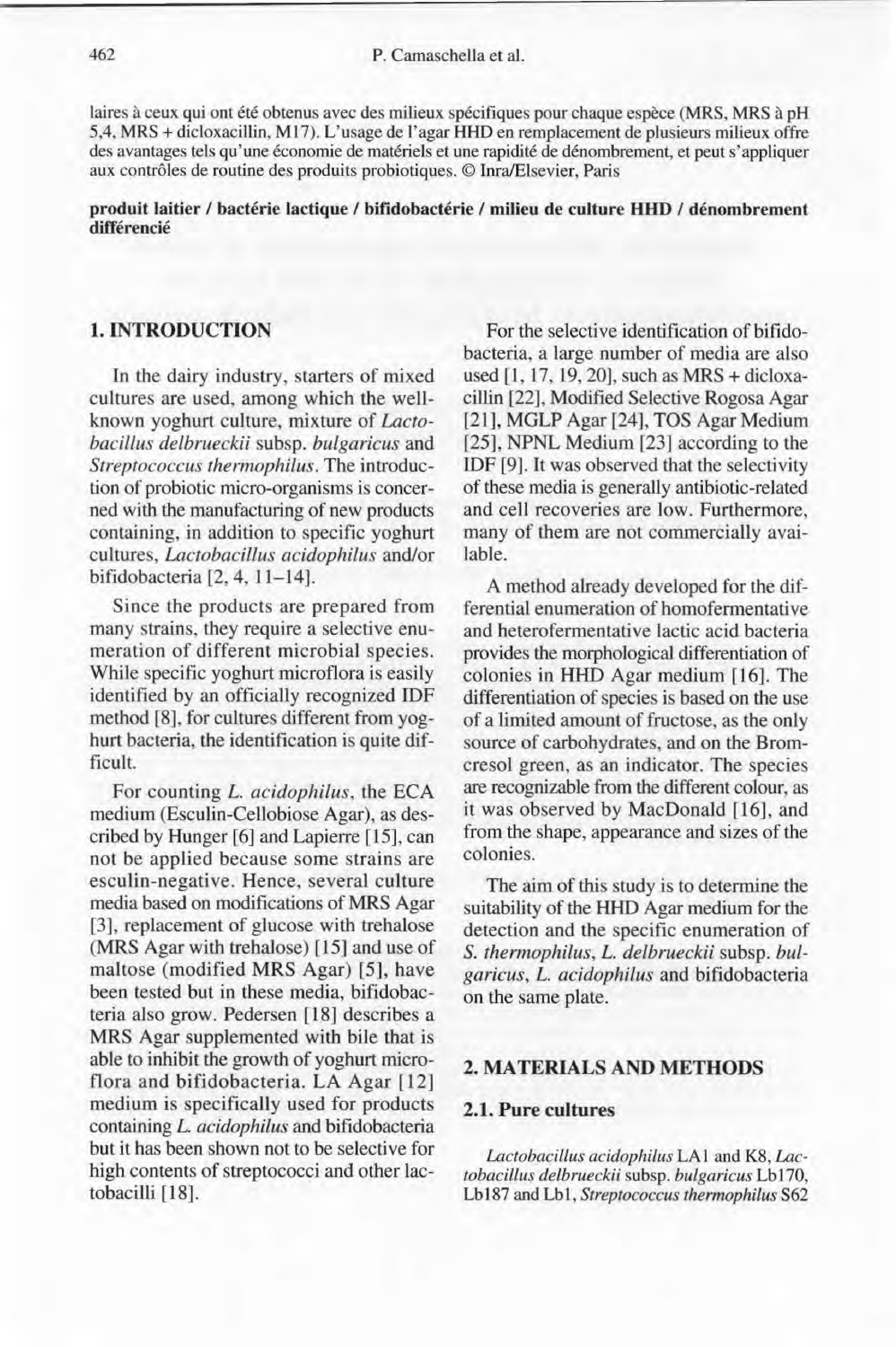laires à ceux qui ont été obtenus avec des milieux spécifiques pour chaque espèce (MRS, MRS à pH 5,4, MRS + dicloxacillin, M17). L'usage de l'agar HHD en remplacement de plusieurs milieux offre des avantages tels qu'une économie de matériels et une rapidité de dénombrement, et peut s'appliquer aux contrôles de routine des produits probiotiques. © Inra/Elsevier, Paris

**produit laitier / bactérie lactique / bifidobactérie / milieu de culture HHD / dénombrement différencié**

## 1. INTRODUCTION

In the dairy industry, starters of mixed cultures are used, among which the well-known yoghurt culture, mixture of *Lactobacillus delbrueckii* subsp. *bulgaricus* and *Streptococcus thermophilus*. The introduction of probiotic micro-organisms is concerned with the manufacturing of new products containing, in addition to specific yoghurt cultures, *Lactobacillus acidophilus* and/or bifidobacteria [2, 4, 11–14].

Since the products are prepared from many strains, they require a selective enumeration of different microbial species. While specific yoghurt microflora is easily identified by an officially recognized IDF method [8], for cultures different from yoghurt bacteria, the identification is quite difficult.

For counting *L. acidophilus*, the ECA medium (Esculin-Cellobiose Agar), as described by Hunger [6] and Lapierre [15], can not be applied because some strains are esculin-negative. Hence, several culture media based on modifications of MRS Agar [3], replacement of glucose with trehalose (MRS Agar with trehalose) [15] and use of maltose (modified MRS Agar) [5], have been tested but in these media, bifidobacteria also grow. Pedersen [18] describes a MRS Agar supplemented with bile that is able to inhibit the growth of yoghurt microflora and bifidobacteria. LA Agar [12] medium is specifically used for products containing *L. acidophilus* and bifidobacteria but it has been shown not to be selective for high contents of streptococci and other lactobacilli [18].

For the selective identification of bifidobacteria, a large number of media are also used [1, 17, 19, 20], such as MRS + dicloxacillin [22], Modified Selective Rogosa Agar [21], MGLP Agar [24], TOS Agar Medium [25], NPNL Medium [23] according to the IDF [9]. It was observed that the selectivity of these media is generally antibiotic-related and cell recoveries are low. Furthermore, many of them are not commercially available.

A method already developed for the differential enumeration of homofermentative and heterofermentative lactic acid bacteria provides the morphological differentiation of colonies in HHD Agar medium [16]. The differentiation of species is based on the use of a limited amount of fructose, as the only source of carbohydrates, and on the Bromcresol green, as an indicator. The species are recognizable from the different colour, as it was observed by MacDonald [16], and from the shape, appearance and sizes of the colonies.

The aim of this study is to determine the suitability of the HHD Agar medium for the detection and the specific enumeration of *S. thermophilus*, *L. delbrueckii* subsp. *bulgaricus*, *L. acidophilus* and bifidobacteria on the same plate.

## 2. MATERIALS AND METHODS

### 2.1. Pure cultures

*Lactobacillus acidophilus* LA1 and K8, *Lactobacillus delbrueckii* subsp. *bulgaricus* Lb170, Lb187 and Lb1, *Streptococcus thermophilus* S62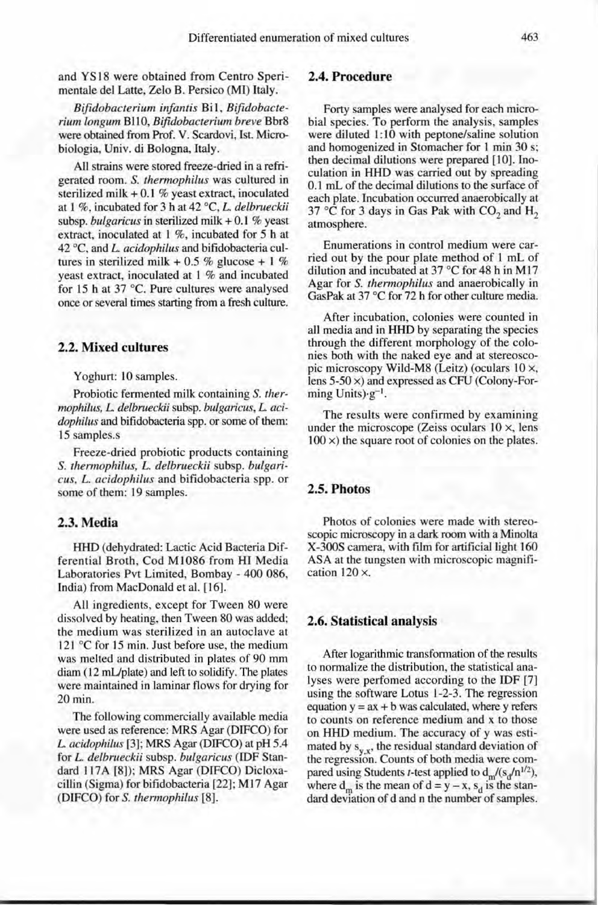and YS18 were obtained from Centro Sperimentale del Latte, Zelo B. Persico (MI) Italy.

*Bifidobacterium infantis* Bi1, *Bifidobacterium longum* Bl10, *Bifidobacterium breve* Bbr8 were obtained from Prof. V. Scardovi, Ist. Microbiologia, Univ. di Bologna, Italy.

All strains were stored freeze-dried in a refrigerated room. *S. thermophilus* was cultured in sterilized milk + 0.1 % yeast extract, inoculated at 1 %, incubated for 3 h at 42 °C, *L. delbrueckii* subsp. *bulgaricus* in sterilized milk + 0.1 % yeast extract, inoculated at 1 %, incubated for 5 h at 42 °C, and *L. acidophilus* and bifidobacteria cultures in sterilized milk + 0.5 % glucose + 1 % yeast extract, inoculated at 1 % and incubated for 15 h at 37 °C. Pure cultures were analysed once or several times starting from a fresh culture.

## 2.2. Mixed cultures

Yoghurt: 10 samples.

Probiotic fermented milk containing *S. thermophilus, L. delbrueckii* subsp. *bulgaricus, L. acidophilus* and bifidobacteria spp. or some of them: 15 samples.s

Freeze-dried probiotic products containing *S. thermophilus, L. delbrueckii* subsp. *bulgaricus, L. acidophilus* and bifidobacteria spp. or some of them: 19 samples.

## 2.3. Media

HHD (dehydrated: Lactic Acid Bacteria Differential Broth, Cod M1086 from HI Media Laboratories Pvt Limited, Bombay - 400 086, India) from MacDonald et al. [16].

All ingredients, except for Tween 80 were dissolved by heating, then Tween 80 was added; the medium was sterilized in an autoclave at 121 °C for 15 min. Just before use, the medium was melted and distributed in plates of 90 mm diam (12 mL/plate) and left to solidify. The plates were maintained in laminar flows for drying for 20 min.

The following commercially available media were used as reference: MRS Agar (DIFCO) for *L. acidophilus* [3]; MRS Agar (DIFCO) at pH 5.4 for *L. delbrueckii* subsp. *bulgaricus* (IDF Standard 117A [8]); MRS Agar (DIFCO) Dicloxacillin (Sigma) for bifidobacteria [22]; M17 Agar (DIFCO) for *S. thermophilus* [8].

## 2.4. Procedure

Forty samples were analysed for each microbial species. To perform the analysis, samples were diluted 1:10 with peptone/saline solution and homogenized in Stomacher for 1 min 30 s; then decimal dilutions were prepared [10]. Inoculation in HHD was carried out by spreading 0.1 mL of the decimal dilutions to the surface of each plate. Incubation occurred anaerobically at 37 °C for 3 days in Gas Pak with $CO_2$ and $H_2$ atmosphere.

Enumerations in control medium were carried out by the pour plate method of 1 mL of dilution and incubated at 37 °C for 48 h in M17 Agar for *S. thermophilus* and anaerobically in GasPak at 37 °C for 72 h for other culture media.

After incubation, colonies were counted in all media and in HHD by separating the species through the different morphology of the colonies both with the naked eye and at stereoscopic microscopy Wild-M8 (Leitz) (oculars 10 ×, lens 5-50 ×) and expressed as CFU (Colony-Forming Units)·$g^{-1}$.

The results were confirmed by examining under the microscope (Zeiss oculars 10 ×, lens 100 ×) the square root of colonies on the plates.

## 2.5. Photos

Photos of colonies were made with stereoscopic microscopy in a dark room with a Minolta X-300S camera, with film for artificial light 160 ASA at the tungsten with microscopic magnification 120 ×.

## 2.6. Statistical analysis

After logarithmic transformation of the results to normalize the distribution, the statistical analyses were perfomed according to the IDF [7] using the software Lotus 1-2-3. The regression equation $y = ax + b$ was calculated, where y refers to counts on reference medium and x to those on HHD medium. The accuracy of y was estimated by $s_{y,x}$, the residual standard deviation of the regression. Counts of both media were compared using Students *t*-test applied to $d_m/(s_d/n^{1/2})$, where $d_m$ is the mean of $d = y - x$, $s_d$ is the standard deviation of d and n the number of samples.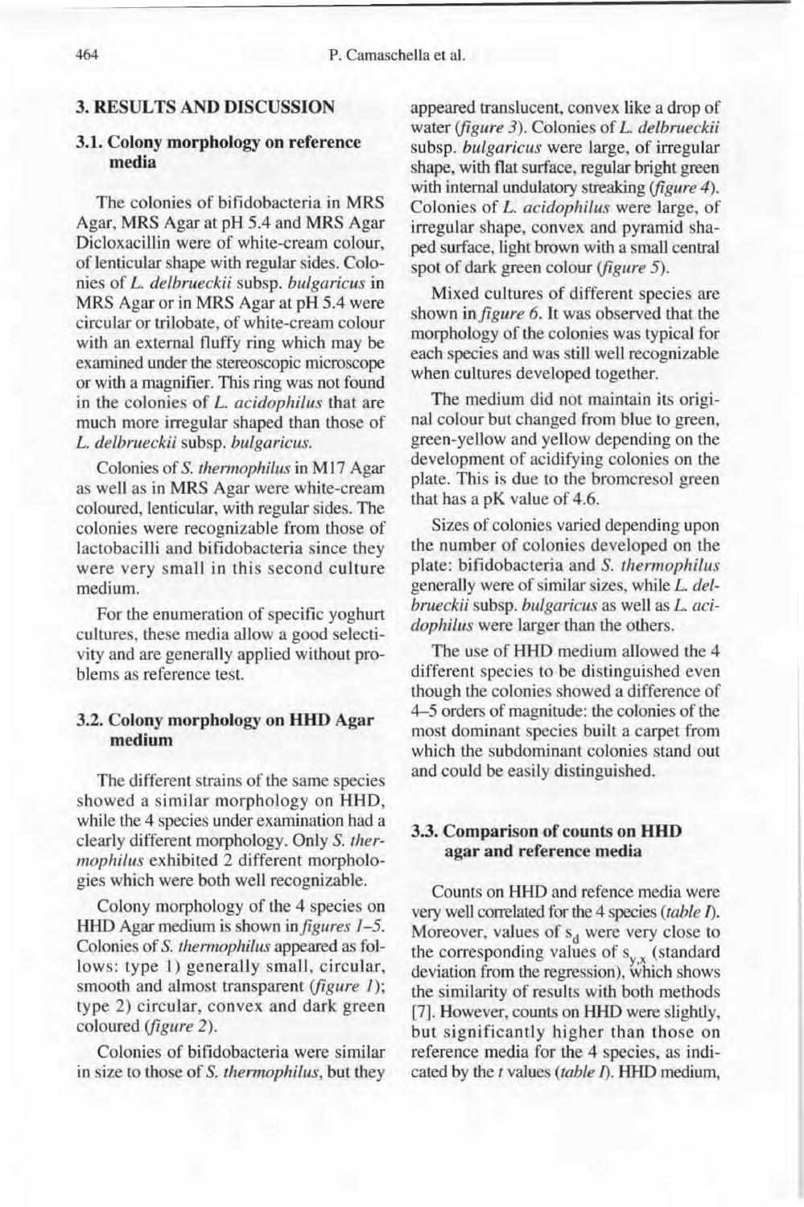## 3. RESULTS AND DISCUSSION

### 3.1. Colony morphology on reference media

The colonies of bifidobacteria in MRS Agar, MRS Agar at pH 5.4 and MRS Agar Dicloxacillin were of white-cream colour, of lenticular shape with regular sides. Colonies of *L. delbrueckii* subsp. *bulgaricus* in MRS Agar or in MRS Agar at pH 5.4 were circular or trilobate, of white-cream colour with an external fluffy ring which may be examined under the stereoscopic microscope or with a magnifier. This ring was not found in the colonies of *L. acidophilus* that are much more irregular shaped than those of *L. delbrueckii* subsp. *bulgaricus*.

Colonies of *S. thermophilus* in M17 Agar as well as in MRS Agar were white-cream coloured, lenticular, with regular sides. The colonies were recognizable from those of lactobacilli and bifidobacteria since they were very small in this second culture medium.

For the enumeration of specific yoghurt cultures, these media allow a good selectivity and are generally applied without problems as reference test.

### 3.2. Colony morphology on HHD Agar medium

The different strains of the same species showed a similar morphology on HHD, while the 4 species under examination had a clearly different morphology. Only *S. thermophilus* exhibited 2 different morphologies which were both well recognizable.

Colony morphology of the 4 species on HHD Agar medium is shown in *figures 1–5*. Colonies of *S. thermophilus* appeared as follows: type 1) generally small, circular, smooth and almost transparent (*figure 1*); type 2) circular, convex and dark green coloured (*figure 2*).

Colonies of bifidobacteria were similar in size to those of *S. thermophilus*, but they appeared translucent, convex like a drop of water (*figure 3*). Colonies of *L. delbrueckii* subsp. *bulgaricus* were large, of irregular shape, with flat surface, regular bright green with internal undulatory streaking (*figure 4*). Colonies of *L. acidophilus* were large, of irregular shape, convex and pyramid shaped surface, light brown with a small central spot of dark green colour (*figure 5*).

Mixed cultures of different species are shown in *figure 6*. It was observed that the morphology of the colonies was typical for each species and was still well recognizable when cultures developed together.

The medium did not maintain its original colour but changed from blue to green, green-yellow and yellow depending on the development of acidifying colonies on the plate. This is due to the bromcresol green that has a pK value of 4.6.

Sizes of colonies varied depending upon the number of colonies developed on the plate: bifidobacteria and *S. thermophilus* generally were of similar sizes, while *L. delbrueckii* subsp. *bulgaricus* as well as *L. acidophilus* were larger than the others.

The use of HHD medium allowed the 4 different species to be distinguished even though the colonies showed a difference of 4–5 orders of magnitude: the colonies of the most dominant species built a carpet from which the subdominant colonies stand out and could be easily distinguished.

### 3.3. Comparison of counts on HHD agar and reference media

Counts on HHD and refence media were very well correlated for the 4 species (*table I*). Moreover, values of $s_d$ were very close to the corresponding values of $s_{y,x}$ (standard deviation from the regression), which shows the similarity of results with both methods [7]. However, counts on HHD were slightly, but significantly higher than those on reference media for the 4 species, as indicated by the *t* values (*table I*). HHD medium,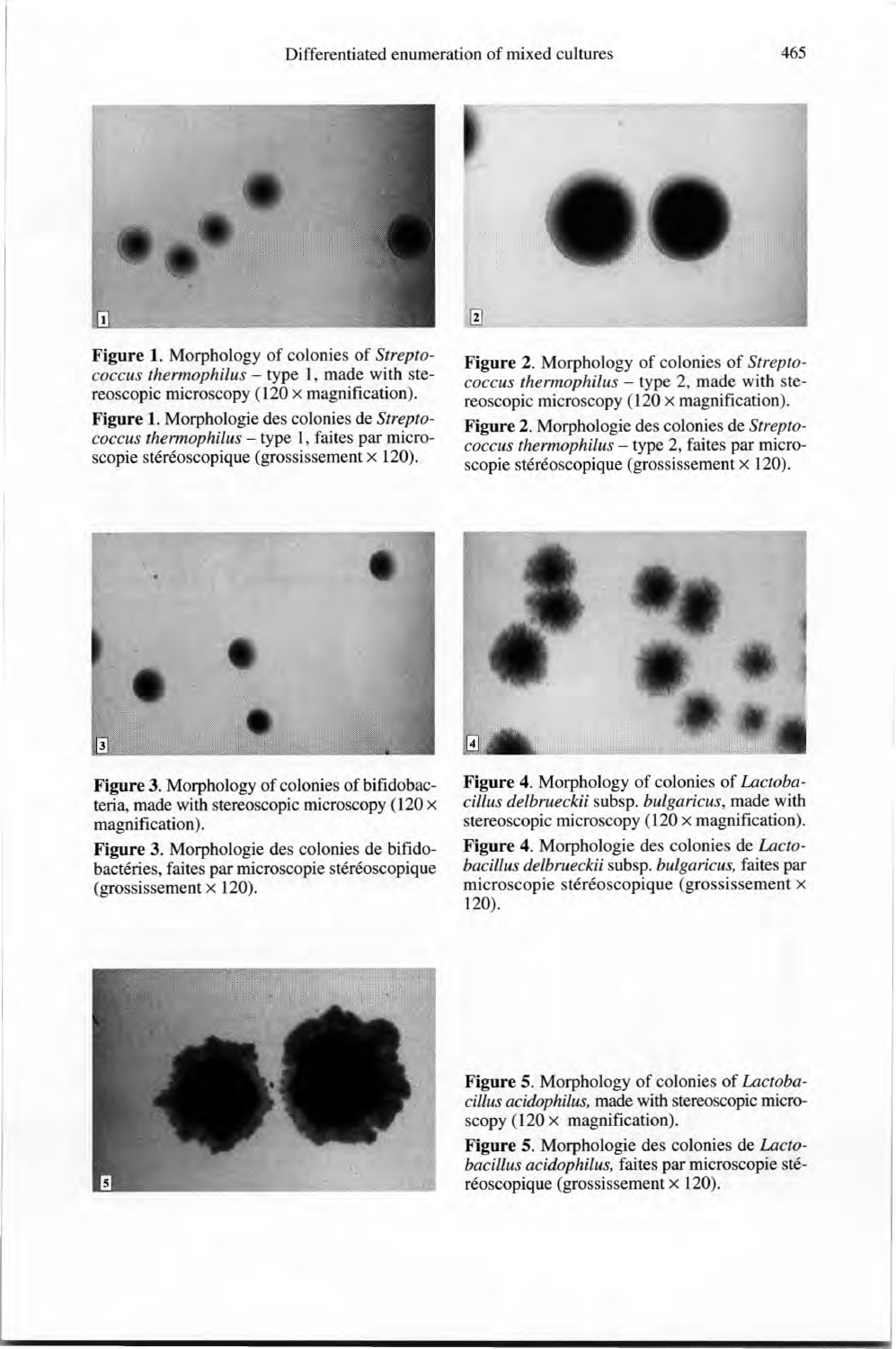**Figure 1**. Morphology of colonies of *Streptococcus thermophilus* – type 1, made with stereoscopic microscopy (120 × magnification).

**Figure 1**. Morphologie des colonies de *Streptococcus thermophilus* – type 1, faites par microscopie stéréoscopique (grossissement × 120).

**Figure 2**. Morphology of colonies of *Streptococcus thermophilus* – type 2, made with stereoscopic microscopy (120 × magnification).

**Figure 2**. Morphologie des colonies de *Streptococcus thermophilus* – type 2, faites par microscopie stéréoscopique (grossissement × 120).

**Figure 3**. Morphology of colonies of bifidobacteria, made with stereoscopic microscopy (120 × magnification).

**Figure 3**. Morphologie des colonies de bifidobactéries, faites par microscopie stéréoscopique (grossissement × 120).

**Figure 4**. Morphology of colonies of *Lactobacillus delbrueckii* subsp. *bulgaricus*, made with stereoscopic microscopy (120 × magnification).

**Figure 4**. Morphologie des colonies de *Lactobacillus delbrueckii* subsp. *bulgaricus*, faites par microscopie stéréoscopique (grossissement × 120).

**Figure 5**. Morphology of colonies of *Lactobacillus acidophilus*, made with stereoscopic microscopy (120 × magnification).

**Figure 5**. Morphologie des colonies de *Lactobacillus acidophilus*, faites par microscopie stéréoscopique (grossissement × 120).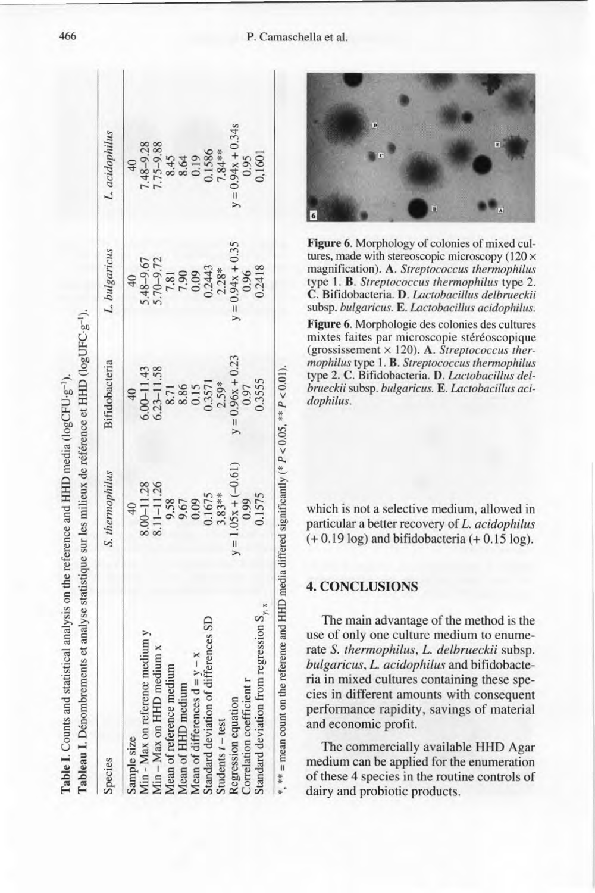**Table I.** Counts and statistical analysis on the reference and HHD media ($\log CFU \cdot g^{-1}$).

**Tableau I.** Dénombrements et analyse statistique sur les milieux de référence et HHD ($\log UFC \cdot g^{-1}$).

| Species | *S. thermophilus* | Bifidobacteria | *L. bulgaricus* | *L. acidophilus* |
|---|---|---|---|---|
| Sample size | 40 | 40 | 40 | 40 |
| Min - Max on reference medium y | 8.00–11.28 | 6.00–11.43 | 5.48–9.67 | 7.48–9.28 |
| Min – Max on HHD medium x | 8.11–11.26 | 6.23–11.58 | 5.70–9.72 | 7.75–9.88 |
| Mean of reference medium | 9.58 | 8.71 | 7.81 | 8.45 |
| Mean of HHD medium | 9.67 | 8.86 | 7.90 | 8.64 |
| Mean of differences $d = y - x$ | 0.09 | 0.15 | 0.09 | 0.19 |
| Standard deviation of differences SD | 0.1675 | 0.3571 | 0.2443 | 0.1586 |
| Students *t* – test | 3.83** | 2.59* | 2.28* | 7.84** |
| Regression equation | $y = 1.05x + (-0.61)$ | $y = 0.96x + 0.23$ | $y = 0.94x + 0.35$ | $y = 0.94x + 0.34s$ |
| Correlation coefficient r | 0.99 | 0.97 | 0.96 | 0.95 |
| Standard deviation from regression $S_{y,x}$ | 0.1575 | 0.3555 | 0.2418 | 0.1601 |

*, ** = mean count on the reference and HHD media differed significantly (* $P < 0.05$, ** $P < 0.01$).

**Figure 6.** Morphology of colonies of mixed cultures, made with stereoscopic microscopy (120 × magnification). **A**. *Streptococcus thermophilus* type 1. **B**. *Streptococcus thermophilus* type 2. **C**. Bifidobacteria. **D**. *Lactobacillus delbrueckii* subsp. *bulgaricus*. **E**. *Lactobacillus acidophilus*.

**Figure 6.** Morphologie des colonies des cultures mixtes faites par microscopie stéréoscopique (grossissement × 120). **A**. *Streptococcus thermophilus* type 1. **B**. *Streptococcus thermophilus* type 2. **C**. Bifidobacteria. **D**. *Lactobacillus delbrueckii* subsp. *bulgaricus*. **E**. *Lactobacillus acidophilus*.

which is not a selective medium, allowed in particular a better recovery of *L. acidophilus* (+ 0.19 log) and bifidobacteria (+ 0.15 log).

## 4. CONCLUSIONS

The main advantage of the method is the use of only one culture medium to enumerate *S. thermophilus*, *L. delbrueckii* subsp. *bulgaricus*, *L. acidophilus* and bifidobacteria in mixed cultures containing these species in different amounts with consequent performance rapidity, savings of material and economic profit.

The commercially available HHD Agar medium can be applied for the enumeration of these 4 species in the routine controls of dairy and probiotic products.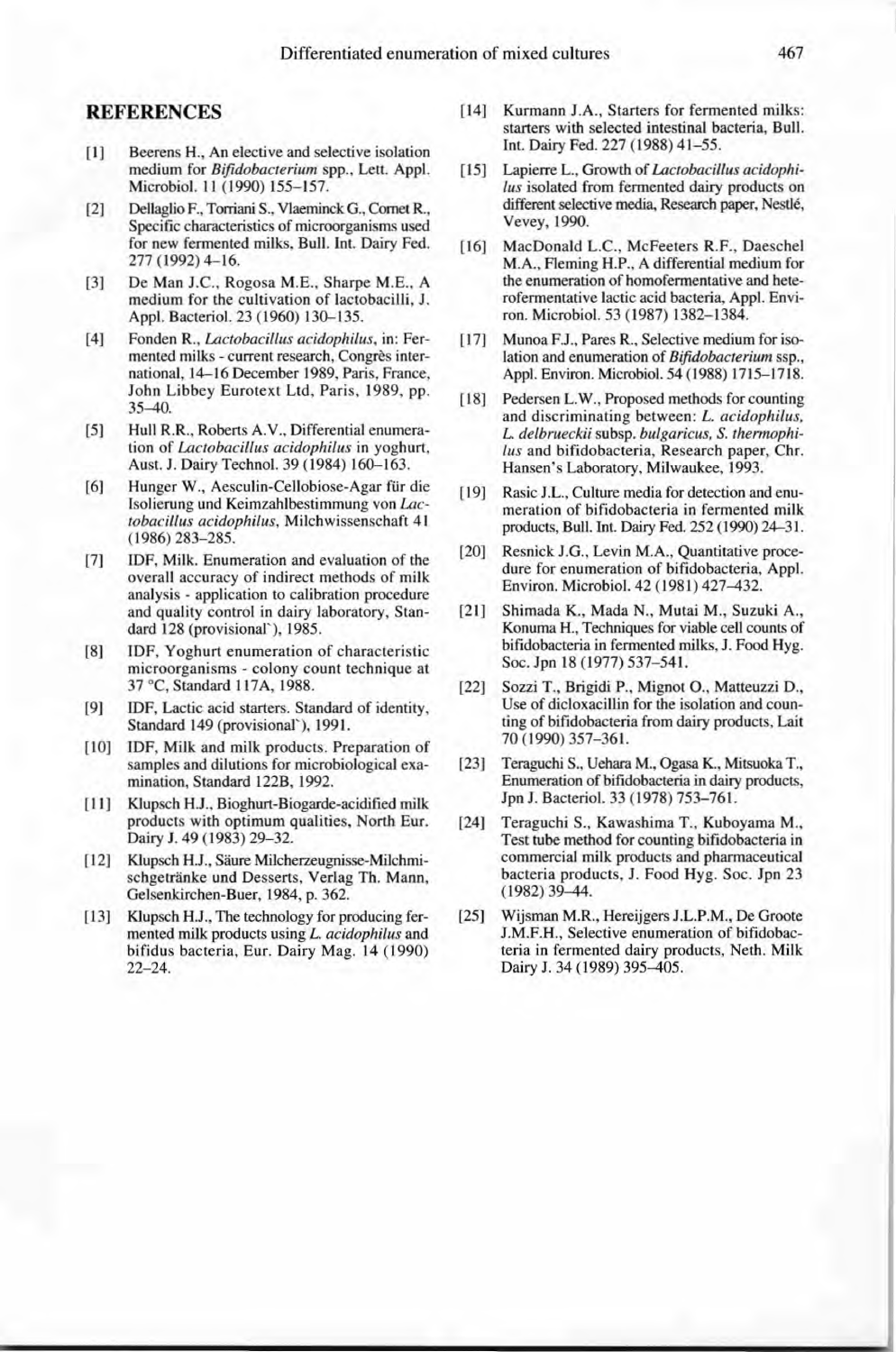## REFERENCES

[1] Beerens H., An elective and selective isolation medium for *Bifidobacterium* spp., Lett. Appl. Microbiol. 11 (1990) 155–157.

[2] Dellaglio F., Torriani S., Vlaeminck G., Cornet R., Specific characteristics of microorganisms used for new fermented milks, Bull. Int. Dairy Fed. 277 (1992) 4–16.

[3] De Man J.C., Rogosa M.E., Sharpe M.E., A medium for the cultivation of lactobacilli, J. Appl. Bacteriol. 23 (1960) 130–135.

[4] Fonden R., *Lactobacillus acidophilus*, in: Fermented milks - current research, Congrès international, 14–16 December 1989, Paris, France, John Libbey Eurotext Ltd, Paris, 1989, pp. 35–40.

[5] Hull R.R., Roberts A.V., Differential enumeration of *Lactobacillus acidophilus* in yoghurt, Aust. J. Dairy Technol. 39 (1984) 160–163.

[6] Hunger W., Aesculin-Cellobiose-Agar für die Isolierung und Keimzahlbestimmung von *Lactobacillus acidophilus*, Milchwissenschaft 41 (1986) 283–285.

[7] IDF, Milk. Enumeration and evaluation of the overall accuracy of indirect methods of milk analysis - application to calibration procedure and quality control in dairy laboratory, Standard 128 (provisional`), 1985.

[8] IDF, Yoghurt enumeration of characteristic microorganisms - colony count technique at 37 °C, Standard 117A, 1988.

[9] IDF, Lactic acid starters. Standard of identity, Standard 149 (provisional`), 1991.

[10] IDF, Milk and milk products. Preparation of samples and dilutions for microbiological examination, Standard 122B, 1992.

[11] Klupsch H.J., Bioghurt-Biogarde-acidified milk products with optimum qualities, North Eur. Dairy J. 49 (1983) 29–32.

[12] Klupsch H.J., Säure Milcherzeugnisse-Milchmischgetränke und Desserts, Verlag Th. Mann, Gelsenkirchen-Buer, 1984, p. 362.

[13] Klupsch H.J., The technology for producing fermented milk products using *L. acidophilus* and bifidus bacteria, Eur. Dairy Mag. 14 (1990) 22–24.

[14] Kurmann J.A., Starters for fermented milks: starters with selected intestinal bacteria, Bull. Int. Dairy Fed. 227 (1988) 41–55.

[15] Lapierre L., Growth of *Lactobacillus acidophilus* isolated from fermented dairy products on different selective media, Research paper, Nestlé, Vevey, 1990.

[16] MacDonald L.C., McFeeters R.F., Daeschel M.A., Fleming H.P., A differential medium for the enumeration of homofermentative and heterofermentative lactic acid bacteria, Appl. Environ. Microbiol. 53 (1987) 1382–1384.

[17] Munoa F.J., Pares R., Selective medium for isolation and enumeration of *Bifidobacterium* ssp., Appl. Environ. Microbiol. 54 (1988) 1715–1718.

[18] Pedersen L.W., Proposed methods for counting and discriminating between: *L. acidophilus, L. delbrueckii* subsp. *bulgaricus, S. thermophilus* and bifidobacteria, Research paper, Chr. Hansen's Laboratory, Milwaukee, 1993.

[19] Rasic J.L., Culture media for detection and enumeration of bifidobacteria in fermented milk products, Bull. Int. Dairy Fed. 252 (1990) 24–31.

[20] Resnick J.G., Levin M.A., Quantitative procedure for enumeration of bifidobacteria, Appl. Environ. Microbiol. 42 (1981) 427–432.

[21] Shimada K., Mada N., Mutai M., Suzuki A., Konuma H., Techniques for viable cell counts of bifidobacteria in fermented milks, J. Food Hyg. Soc. Jpn 18 (1977) 537–541.

[22] Sozzi T., Brigidi P., Mignot O., Matteuzzi D., Use of dicloxacillin for the isolation and counting of bifidobacteria from dairy products, Lait 70 (1990) 357–361.

[23] Teraguchi S., Uehara M., Ogasa K., Mitsuoka T., Enumeration of bifidobacteria in dairy products, Jpn J. Bacteriol. 33 (1978) 753–761.

[24] Teraguchi S., Kawashima T., Kuboyama M., Test tube method for counting bifidobacteria in commercial milk products and pharmaceutical bacteria products, J. Food Hyg. Soc. Jpn 23 (1982) 39–44.

[25] Wijsman M.R., Hereijgers J.L.P.M., De Groote J.M.F.H., Selective enumeration of bifidobacteria in fermented dairy products, Neth. Milk Dairy J. 34 (1989) 395–405.